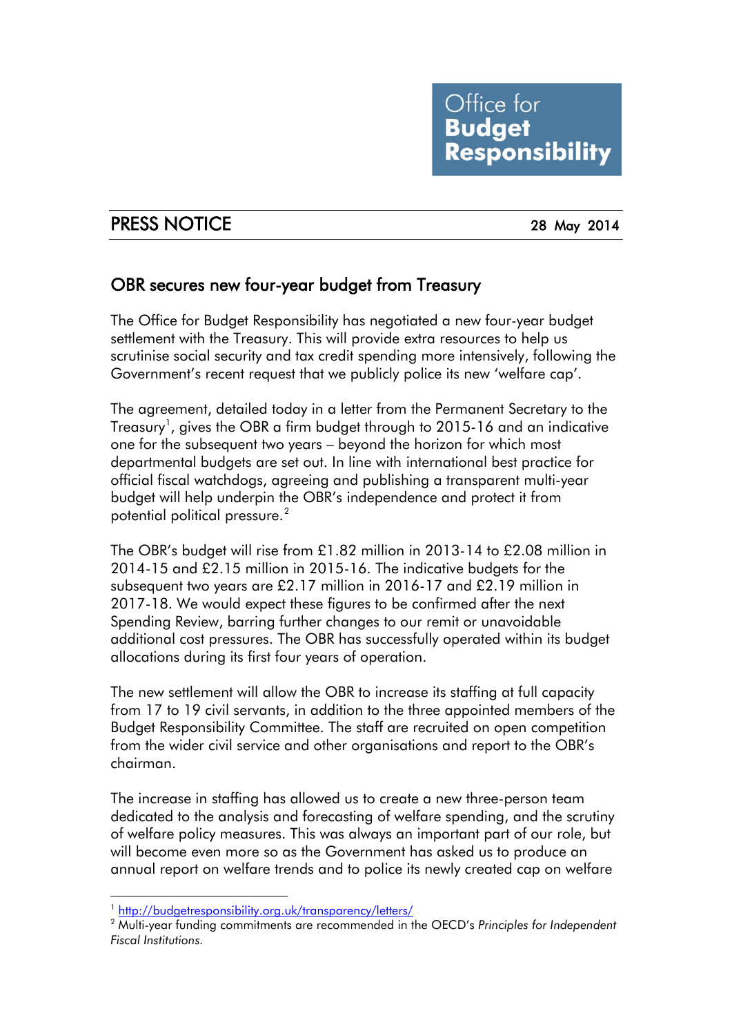Office for **Budget Responsibility**

## PRESS NOTICE

28 May 2014

# OBR secures new four-year budget from Treasury

The Office for Budget Responsibility has negotiated a new four-year budget settlement with the Treasury. This will provide extra resources to help us scrutinise social security and tax credit spending more intensively, following the Government's recent request that we publicly police its new 'welfare cap'.

The agreement, detailed today in a letter from the Permanent Secretary to the Treasury[1], gives the OBR a firm budget through to 2015-16 and an indicative one for the subsequent two years – beyond the horizon for which most departmental budgets are set out. In line with international best practice for official fiscal watchdogs, agreeing and publishing a transparent multi-year budget will help underpin the OBR's independence and protect it from potential political pressure.[2]

The OBR's budget will rise from £1.82 million in 2013-14 to £2.08 million in 2014-15 and £2.15 million in 2015-16. The indicative budgets for the subsequent two years are £2.17 million in 2016-17 and £2.19 million in 2017-18. We would expect these figures to be confirmed after the next Spending Review, barring further changes to our remit or unavoidable additional cost pressures. The OBR has successfully operated within its budget allocations during its first four years of operation.

The new settlement will allow the OBR to increase its staffing at full capacity from 17 to 19 civil servants, in addition to the three appointed members of the Budget Responsibility Committee. The staff are recruited on open competition from the wider civil service and other organisations and report to the OBR's chairman.

The increase in staffing has allowed us to create a new three-person team dedicated to the analysis and forecasting of welfare spending, and the scrutiny of welfare policy measures. This was always an important part of our role, but will become even more so as the Government has asked us to produce an annual report on welfare trends and to police its newly created cap on welfare

[1] http://budgetresponsibility.org.uk/transparency/letters/

[2] Multi-year funding commitments are recommended in the OECD's *Principles for Independent Fiscal Institutions*.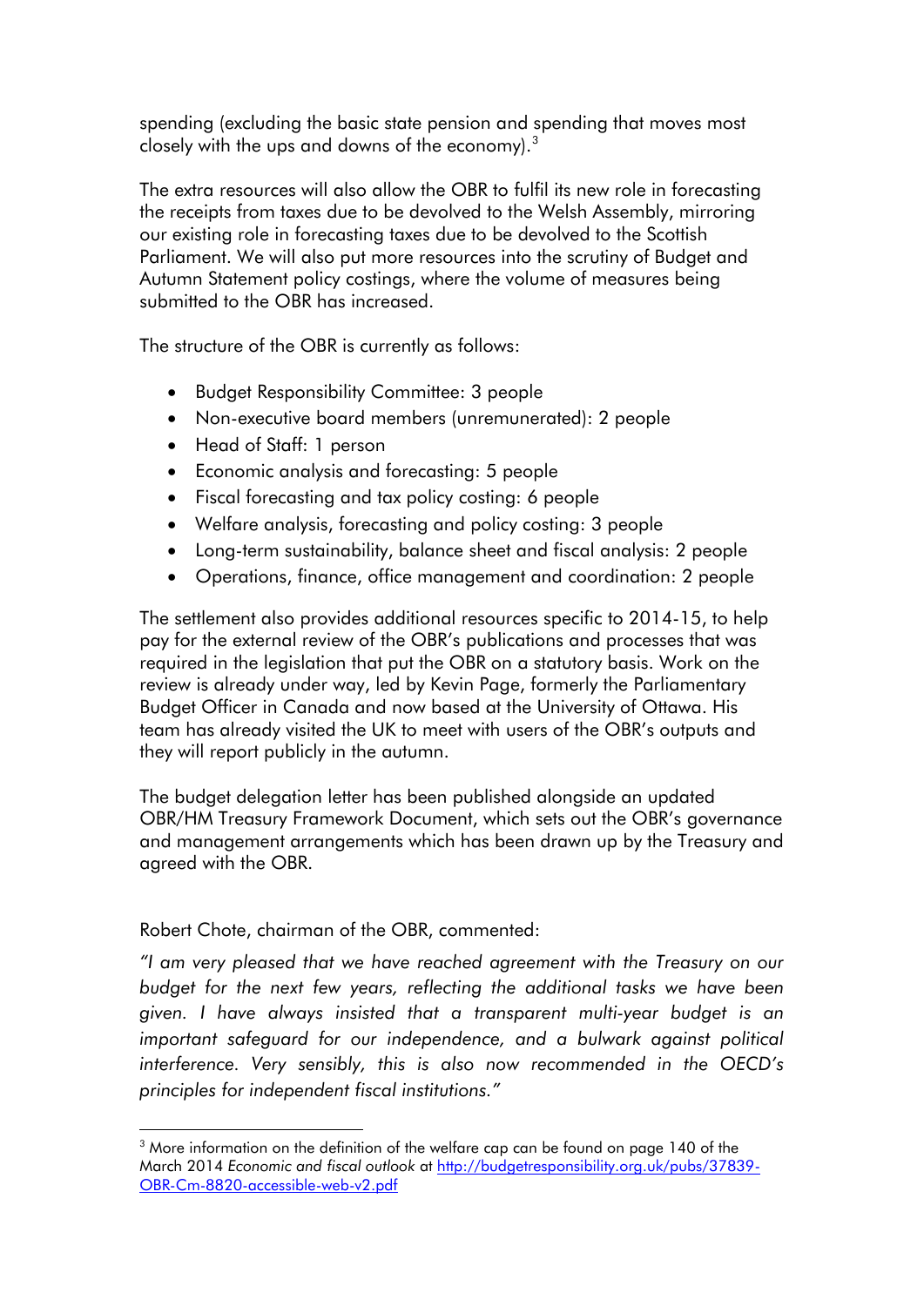spending (excluding the basic state pension and spending that moves most closely with the ups and downs of the economy).[3]

The extra resources will also allow the OBR to fulfil its new role in forecasting the receipts from taxes due to be devolved to the Welsh Assembly, mirroring our existing role in forecasting taxes due to be devolved to the Scottish Parliament. We will also put more resources into the scrutiny of Budget and Autumn Statement policy costings, where the volume of measures being submitted to the OBR has increased.

The structure of the OBR is currently as follows:

- Budget Responsibility Committee: 3 people
- Non-executive board members (unremunerated): 2 people
- Head of Staff: 1 person
- Economic analysis and forecasting: 5 people
- Fiscal forecasting and tax policy costing: 6 people
- Welfare analysis, forecasting and policy costing: 3 people
- Long-term sustainability, balance sheet and fiscal analysis: 2 people
- Operations, finance, office management and coordination: 2 people

The settlement also provides additional resources specific to 2014-15, to help pay for the external review of the OBR's publications and processes that was required in the legislation that put the OBR on a statutory basis. Work on the review is already under way, led by Kevin Page, formerly the Parliamentary Budget Officer in Canada and now based at the University of Ottawa. His team has already visited the UK to meet with users of the OBR's outputs and they will report publicly in the autumn.

The budget delegation letter has been published alongside an updated OBR/HM Treasury Framework Document, which sets out the OBR's governance and management arrangements which has been drawn up by the Treasury and agreed with the OBR.

Robert Chote, chairman of the OBR, commented:

*"I am very pleased that we have reached agreement with the Treasury on our budget for the next few years, reflecting the additional tasks we have been given. I have always insisted that a transparent multi-year budget is an important safeguard for our independence, and a bulwark against political interference. Very sensibly, this is also now recommended in the OECD's principles for independent fiscal institutions."*

---

[3] More information on the definition of the welfare cap can be found on page 140 of the March 2014 *Economic and fiscal outlook* at http://budgetresponsibility.org.uk/pubs/37839-OBR-Cm-8820-accessible-web-v2.pdf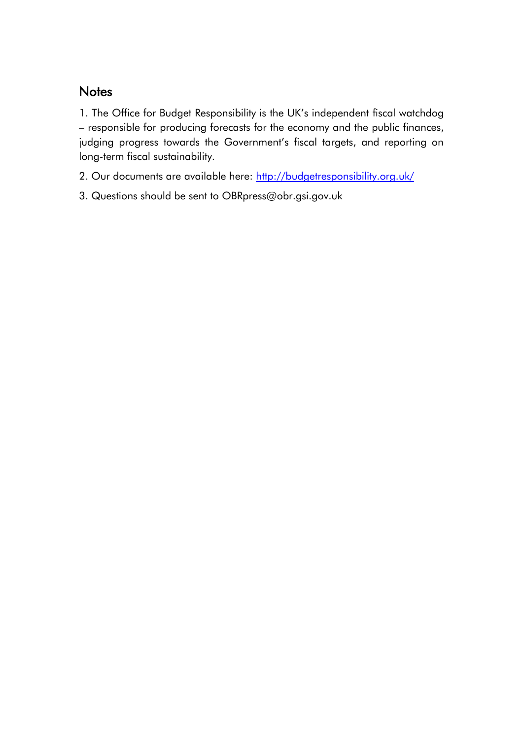## Notes

1. The Office for Budget Responsibility is the UK's independent fiscal watchdog – responsible for producing forecasts for the economy and the public finances, judging progress towards the Government's fiscal targets, and reporting on long-term fiscal sustainability.

2. Our documents are available here: [http://budgetresponsibility.org.uk/](http://budgetresponsibility.org.uk/)

3. Questions should be sent to OBRpress@obr.gsi.gov.uk